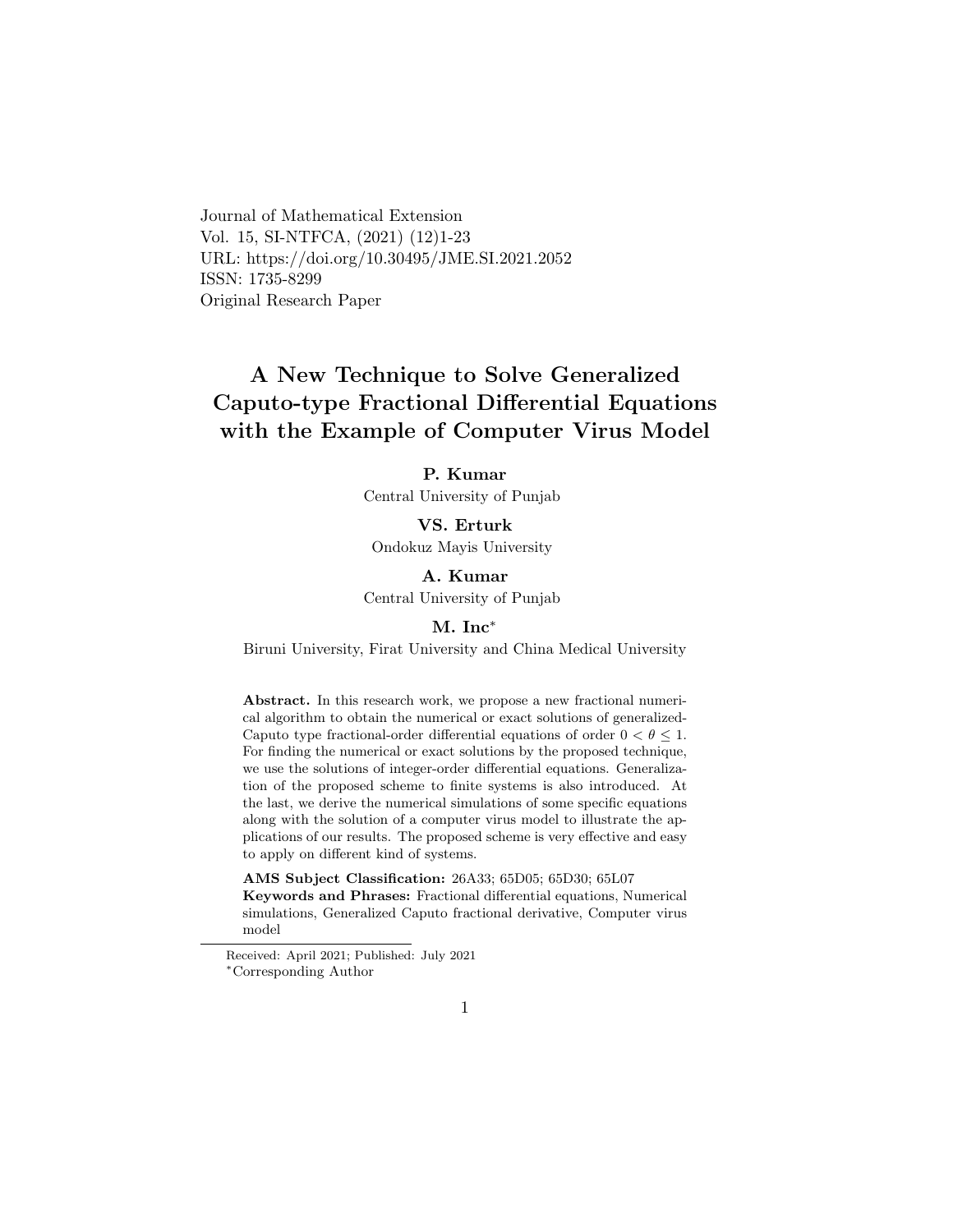Journal of Mathematical Extension
Vol. 15, SI-NTFCA, (2021) (12)1-23
URL: https://doi.org/10.30495/JME.SI.2021.2052
ISSN: 1735-8299
Original Research Paper

# A New Technique to Solve Generalized Caputo-type Fractional Differential Equations with the Example of Computer Virus Model

**P. Kumar**
Central University of Punjab

**VS. Erturk**
Ondokuz Mayis University

**A. Kumar**
Central University of Punjab

**M. Inc***
Biruni University, Firat University and China Medical University

**Abstract.** In this research work, we propose a new fractional numerical algorithm to obtain the numerical or exact solutions of generalized-Caputo type fractional-order differential equations of order $0 < \theta \leq 1$. For finding the numerical or exact solutions by the proposed technique, we use the solutions of integer-order differential equations. Generalization of the proposed scheme to finite systems is also introduced. At the last, we derive the numerical simulations of some specific equations along with the solution of a computer virus model to illustrate the applications of our results. The proposed scheme is very effective and easy to apply on different kind of systems.

**AMS Subject Classification:** 26A33; 65D05; 65D30; 65L07
**Keywords and Phrases:** Fractional differential equations, Numerical simulations, Generalized Caputo fractional derivative, Computer virus model

Received: April 2021; Published: July 2021
*Corresponding Author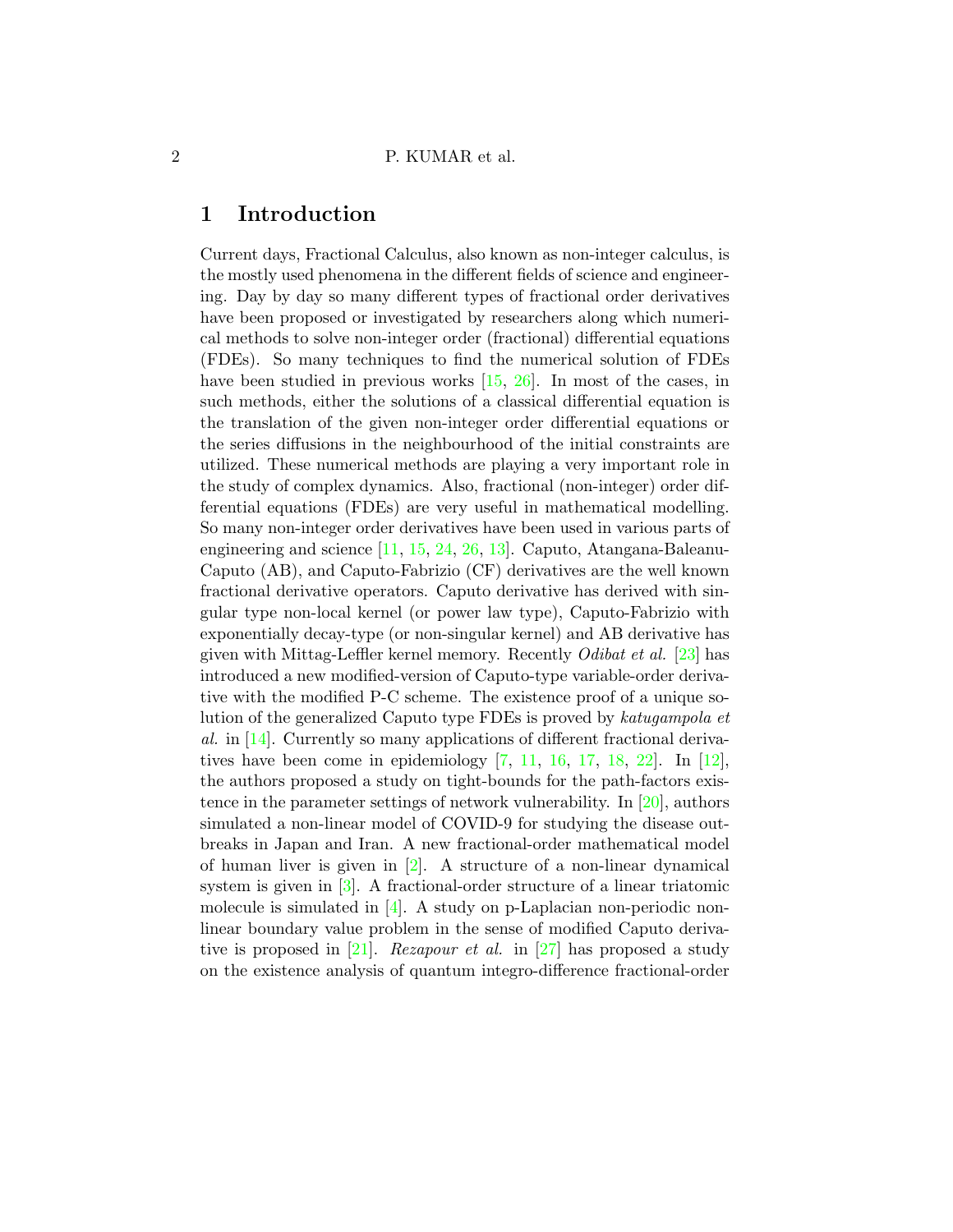# 1 Introduction

Current days, Fractional Calculus, also known as non-integer calculus, is the mostly used phenomena in the different fields of science and engineering. Day by day so many different types of fractional order derivatives have been proposed or investigated by researchers along which numerical methods to solve non-integer order (fractional) differential equations (FDEs). So many techniques to find the numerical solution of FDEs have been studied in previous works [15, 26]. In most of the cases, in such methods, either the solutions of a classical differential equation is the translation of the given non-integer order differential equations or the series diffusions in the neighbourhood of the initial constraints are utilized. These numerical methods are playing a very important role in the study of complex dynamics. Also, fractional (non-integer) order differential equations (FDEs) are very useful in mathematical modelling. So many non-integer order derivatives have been used in various parts of engineering and science [11, 15, 24, 26, 13]. Caputo, Atangana-Baleanu-Caputo (AB), and Caputo-Fabrizio (CF) derivatives are the well known fractional derivative operators. Caputo derivative has derived with singular type non-local kernel (or power law type), Caputo-Fabrizio with exponentially decay-type (or non-singular kernel) and AB derivative has given with Mittag-Leffler kernel memory. Recently *Odibat et al.* [23] has introduced a new modified-version of Caputo-type variable-order derivative with the modified P-C scheme. The existence proof of a unique solution of the generalized Caputo type FDEs is proved by *katugampola et al.* in [14]. Currently so many applications of different fractional derivatives have been come in epidemiology [7, 11, 16, 17, 18, 22]. In [12], the authors proposed a study on tight-bounds for the path-factors existence in the parameter settings of network vulnerability. In [20], authors simulated a non-linear model of COVID-9 for studying the disease outbreaks in Japan and Iran. A new fractional-order mathematical model of human liver is given in [2]. A structure of a non-linear dynamical system is given in [3]. A fractional-order structure of a linear triatomic molecule is simulated in [4]. A study on p-Laplacian non-periodic non-linear boundary value problem in the sense of modified Caputo derivative is proposed in [21]. *Rezapour et al.* in [27] has proposed a study on the existence analysis of quantum integro-difference fractional-order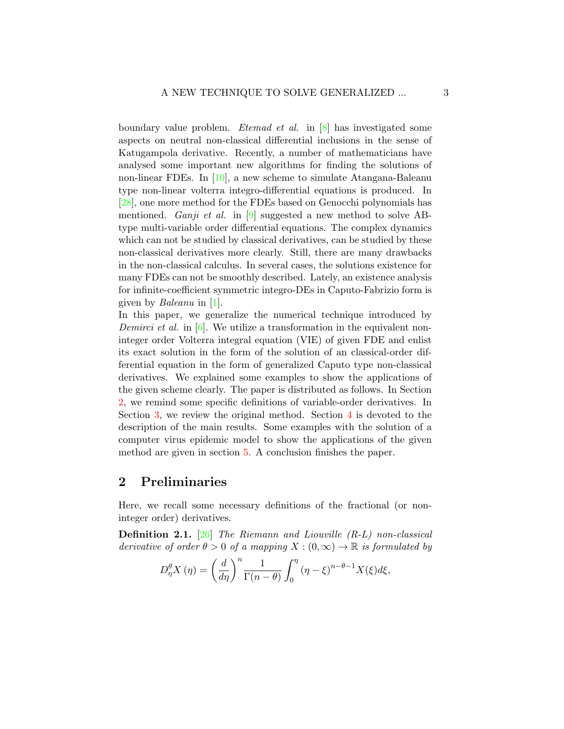boundary value problem. *Etemad et al.* in [8] has investigated some aspects on neutral non-classical differential inclusions in the sense of Katugampola derivative. Recently, a number of mathematicians have analysed some important new algorithms for finding the solutions of non-linear FDEs. In [10], a new scheme to simulate Atangana-Baleanu type non-linear volterra integro-differential equations is produced. In [28], one more method for the FDEs based on Genocchi polynomials has mentioned. *Ganji et al.* in [9] suggested a new method to solve AB-type multi-variable order differential equations. The complex dynamics which can not be studied by classical derivatives, can be studied by these non-classical derivatives more clearly. Still, there are many drawbacks in the non-classical calculus. In several cases, the solutions existence for many FDEs can not be smoothly described. Lately, an existence analysis for infinite-coefficient symmetric integro-DEs in Caputo-Fabrizio form is given by *Baleanu* in [1].

In this paper, we generalize the numerical technique introduced by *Demirci et al.* in [6]. We utilize a transformation in the equivalent non-integer order Volterra integral equation (VIE) of given FDE and enlist its exact solution in the form of the solution of an classical-order differential equation in the form of generalized Caputo type non-classical derivatives. We explained some examples to show the applications of the given scheme clearly. The paper is distributed as follows. In Section 2, we remind some specific definitions of variable-order derivatives. In Section 3, we review the original method. Section 4 is devoted to the description of the main results. Some examples with the solution of a computer virus epidemic model to show the applications of the given method are given in section 5. A conclusion finishes the paper.

## 2 Preliminaries

Here, we recall some necessary definitions of the fractional (or non-integer order) derivatives.

**Definition 2.1.** [26] *The Riemann and Liouville (R-L) non-classical derivative of order $\theta > 0$ of a mapping $X : (0, \infty) \to \mathbb{R}$ is formulated by*

$$D_{\eta}^{\theta} X\left(\eta\right) = \left(\frac{d}{d\eta}\right)^{n} \frac{1}{\Gamma(n-\theta)} \int_{0}^{\eta} \left(\eta - \xi\right)^{n-\theta-1} X(\xi) d\xi,$$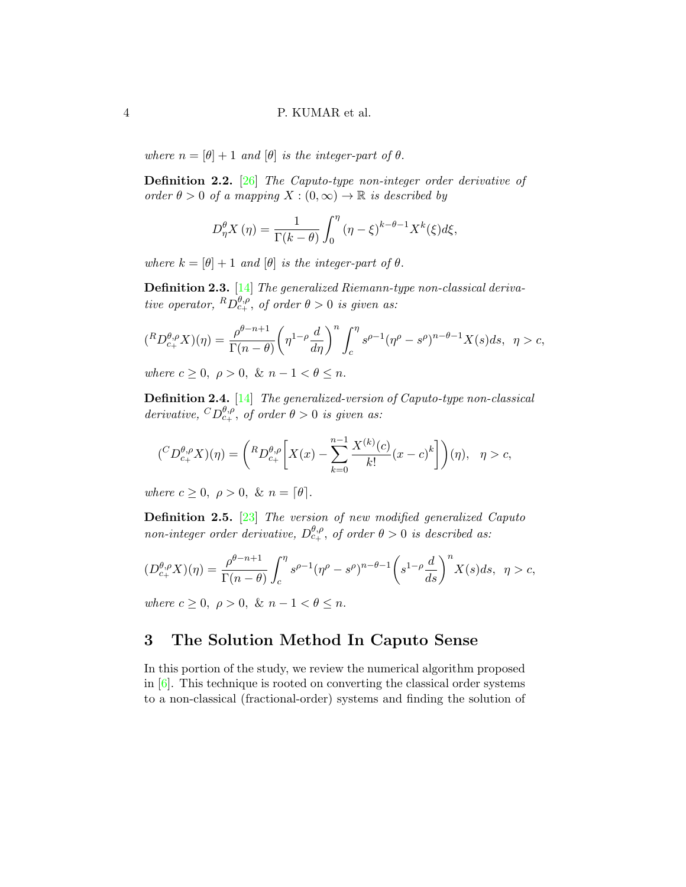*where $n = [\theta] + 1$ and $[\theta]$ is the integer-part of $\theta$.*

**Definition 2.2.** [26] *The Caputo-type non-integer order derivative of order $\theta > 0$ of a mapping $X : (0, \infty) \to \mathbb{R}$ is described by*

$$D_{\eta}^{\theta} X\left(\eta\right) = \frac{1}{\Gamma(k-\theta)} \int_{0}^{\eta} \left(\eta - \xi\right)^{k-\theta-1} X^{k}(\xi) d\xi,$$

*where $k = [\theta] + 1$ and $[\theta]$ is the integer-part of $\theta$.*

**Definition 2.3.** [14] *The generalized Riemann-type non-classical derivative operator, ${}^{R}D_{c+}^{\theta,\rho}$, of order $\theta > 0$ is given as:*

$$({}^{R}D_{c_+}^{\theta,\rho} X)(\eta) = \frac{\rho^{\theta-n+1}}{\Gamma(n-\theta)} \bigg(\eta^{1-\rho}\frac{d}{d\eta}\bigg)^{n} \int_{c}^{\eta} s^{\rho-1}(\eta^{\rho}-s^{\rho})^{n-\theta-1} X(s) ds, \;\; \eta > c,$$

*where $c \geq 0,\ \rho > 0,\ \&\ n - 1 < \theta \leq n$.*

**Definition 2.4.** [14] *The generalized-version of Caputo-type non-classical derivative, ${}^{C}D_{c+}^{\theta,\rho}$, of order $\theta > 0$ is given as:*

$$({}^{C}D_{c_+}^{\theta,\rho} X)(\eta) = \Bigg({}^{R}D_{c_+}^{\theta,\rho}\bigg[X(x) - \sum_{k=0}^{n-1} \frac{X^{(k)}(c)}{k!}(x-c)^{k}\bigg]\Bigg)(\eta), \;\;\; \eta > c,$$

*where $c \geq 0,\ \rho > 0,\ \&\ n = \lceil\theta\rceil$.*

**Definition 2.5.** [23] *The version of new modified generalized Caputo non-integer order derivative, $D_{c_+}^{\theta,\rho}$, of order $\theta > 0$ is described as:*

$$(D_{c_+}^{\theta,\rho} X)(\eta) = \frac{\rho^{\theta-n+1}}{\Gamma(n-\theta)} \int_{c}^{\eta} s^{\rho-1}(\eta^{\rho}-s^{\rho})^{n-\theta-1}\bigg(s^{1-\rho}\frac{d}{ds}\bigg)^{n} X(s) ds, \;\; \eta > c,$$

*where $c \geq 0,\ \rho > 0,\ \&\ n - 1 < \theta \leq n$.*

## 3 The Solution Method In Caputo Sense

In this portion of the study, we review the numerical algorithm proposed in [6]. This technique is rooted on converting the classical order systems to a non-classical (fractional-order) systems and finding the solution of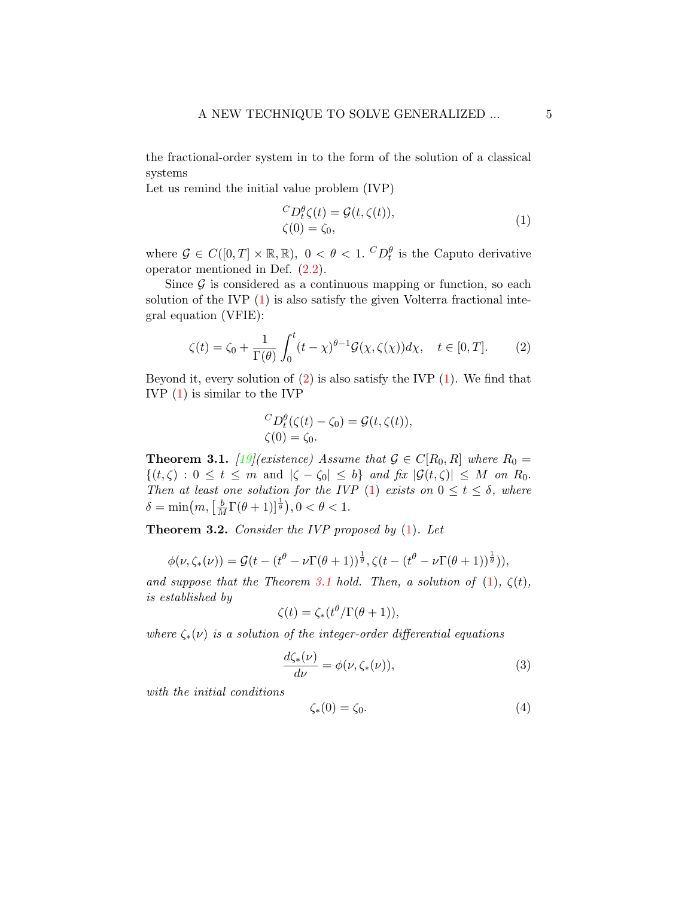the fractional-order system in to the form of the solution of a classical systems

Let us remind the initial value problem (IVP)

$$
\begin{aligned}
&{}^{C}D_t^{\theta}\zeta(t) = \mathcal{G}(t, \zeta(t)),\\
&\zeta(0) = \zeta_0,
\end{aligned} \tag{1}
$$

where $\mathcal{G} \in C([0,T] \times \mathbb{R}, \mathbb{R})$, $0 < \theta < 1$. ${}^{C}D_t^{\theta}$ is the Caputo derivative operator mentioned in Def. (2.2).

Since $\mathcal{G}$ is considered as a continuous mapping or function, so each solution of the IVP (1) is also satisfy the given Volterra fractional integral equation (VFIE):

$$
\zeta(t) = \zeta_0 + \frac{1}{\Gamma(\theta)} \int_0^t (t-\chi)^{\theta-1} \mathcal{G}(\chi, \zeta(\chi)) d\chi, \quad t \in [0,T]. \tag{2}
$$

Beyond it, every solution of (2) is also satisfy the IVP (1). We find that IVP (1) is similar to the IVP

$$
\begin{aligned}
&{}^{C}D_t^{\theta}(\zeta(t) - \zeta_0) = \mathcal{G}(t, \zeta(t)),\\
&\zeta(0) = \zeta_0.
\end{aligned}
$$

**Theorem 3.1.** *[19](existence) Assume that $\mathcal{G} \in C[R_0, R]$ where $R_0 = \{(t, \zeta) : 0 \le t \le m$ and $|\zeta - \zeta_0| \le b\}$ and fix $|\mathcal{G}(t, \zeta)| \le M$ on $R_0$. Then at least one solution for the IVP (1) exists on $0 \le t \le \delta$, where $\delta = \min\big(m, \big[\frac{b}{M}\Gamma(\theta+1)\big]^{\frac{1}{\theta}}\big), 0 < \theta < 1$.*

**Theorem 3.2.** *Consider the IVP proposed by (1). Let*

$$
\phi(\nu, \zeta_*(\nu)) = \mathcal{G}(t - (t^{\theta} - \nu\Gamma(\theta+1))^{\frac{1}{\theta}}, \zeta(t - (t^{\theta} - \nu\Gamma(\theta+1))^{\frac{1}{\theta}})),
$$

*and suppose that the Theorem 3.1 hold. Then, a solution of (1), $\zeta(t)$, is established by*

$$
\zeta(t) = \zeta_*(t^{\theta}/\Gamma(\theta+1)),
$$

*where $\zeta_*(\nu)$ is a solution of the integer-order differential equations*

$$
\frac{d\zeta_*(\nu)}{d\nu} = \phi(\nu, \zeta_*(\nu)), \tag{3}
$$

*with the initial conditions*

$$
\zeta_*(0) = \zeta_0. \tag{4}
$$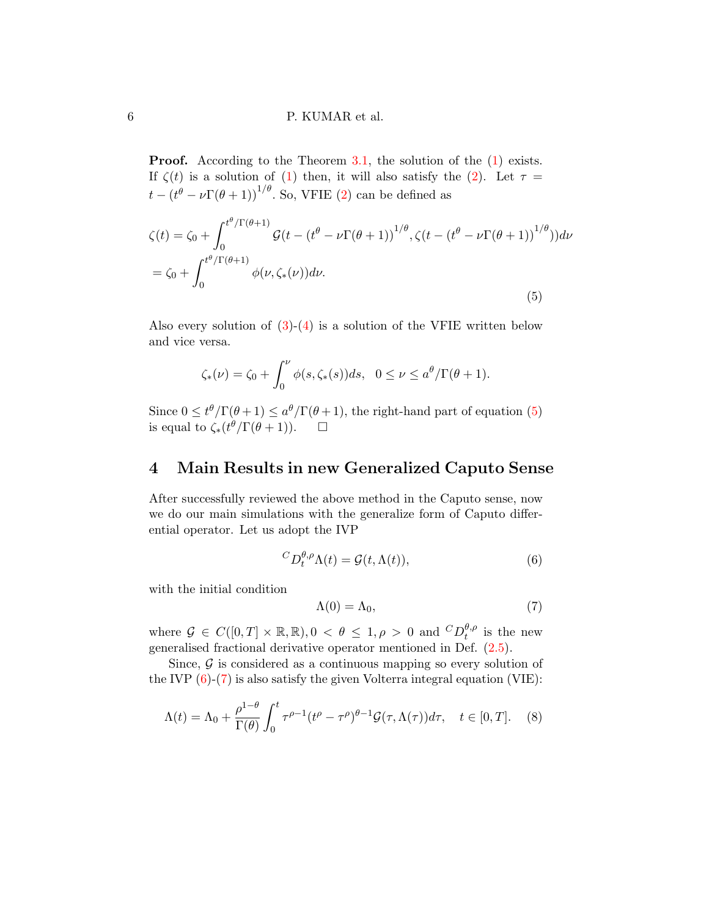**Proof.** According to the Theorem 3.1, the solution of the (1) exists. If $\zeta(t)$ is a solution of (1) then, it will also satisfy the (2). Let $\tau = t - (t^\theta - \nu\Gamma(\theta+1))^{1/\theta}$. So, VFIE (2) can be defined as

$$
\begin{aligned}
\zeta(t) &= \zeta_0 + \int_0^{t^\theta/\Gamma(\theta+1)} \mathcal{G}(t - (t^\theta - \nu\Gamma(\theta+1))^{1/\theta}, \zeta(t - (t^\theta - \nu\Gamma(\theta+1))^{1/\theta}))d\nu \\
&= \zeta_0 + \int_0^{t^\theta/\Gamma(\theta+1)} \phi(\nu, \zeta_*(\nu))d\nu.
\end{aligned}
\tag{5}
$$

Also every solution of (3)-(4) is a solution of the VFIE written below and vice versa.

$$
\zeta_*(\nu) = \zeta_0 + \int_0^\nu \phi(s, \zeta_*(s))ds, \quad 0 \le \nu \le a^\theta/\Gamma(\theta+1).
$$

Since $0 \le t^\theta/\Gamma(\theta+1) \le a^\theta/\Gamma(\theta+1)$, the right-hand part of equation (5) is equal to $\zeta_*(t^\theta/\Gamma(\theta+1))$. $\square$

## 4 Main Results in new Generalized Caputo Sense

After successfully reviewed the above method in the Caputo sense, now we do our main simulations with the generalize form of Caputo differential operator. Let us adopt the IVP

$$
{}^C D_t^{\theta,\rho}\Lambda(t) = \mathcal{G}(t, \Lambda(t)), \tag{6}
$$

with the initial condition

$$
\Lambda(0) = \Lambda_0, \tag{7}
$$

where $\mathcal{G} \in C([0,T] \times \mathbb{R}, \mathbb{R}), 0 < \theta \le 1, \rho > 0$ and ${}^C D_t^{\theta,\rho}$ is the new generalised fractional derivative operator mentioned in Def. (2.5).

Since, $\mathcal{G}$ is considered as a continuous mapping so every solution of the IVP (6)-(7) is also satisfy the given Volterra integral equation (VIE):

$$
\Lambda(t) = \Lambda_0 + \frac{\rho^{1-\theta}}{\Gamma(\theta)} \int_0^t \tau^{\rho-1}(t^\rho - \tau^\rho)^{\theta-1}\mathcal{G}(\tau, \Lambda(\tau))d\tau, \quad t \in [0,T]. \tag{8}
$$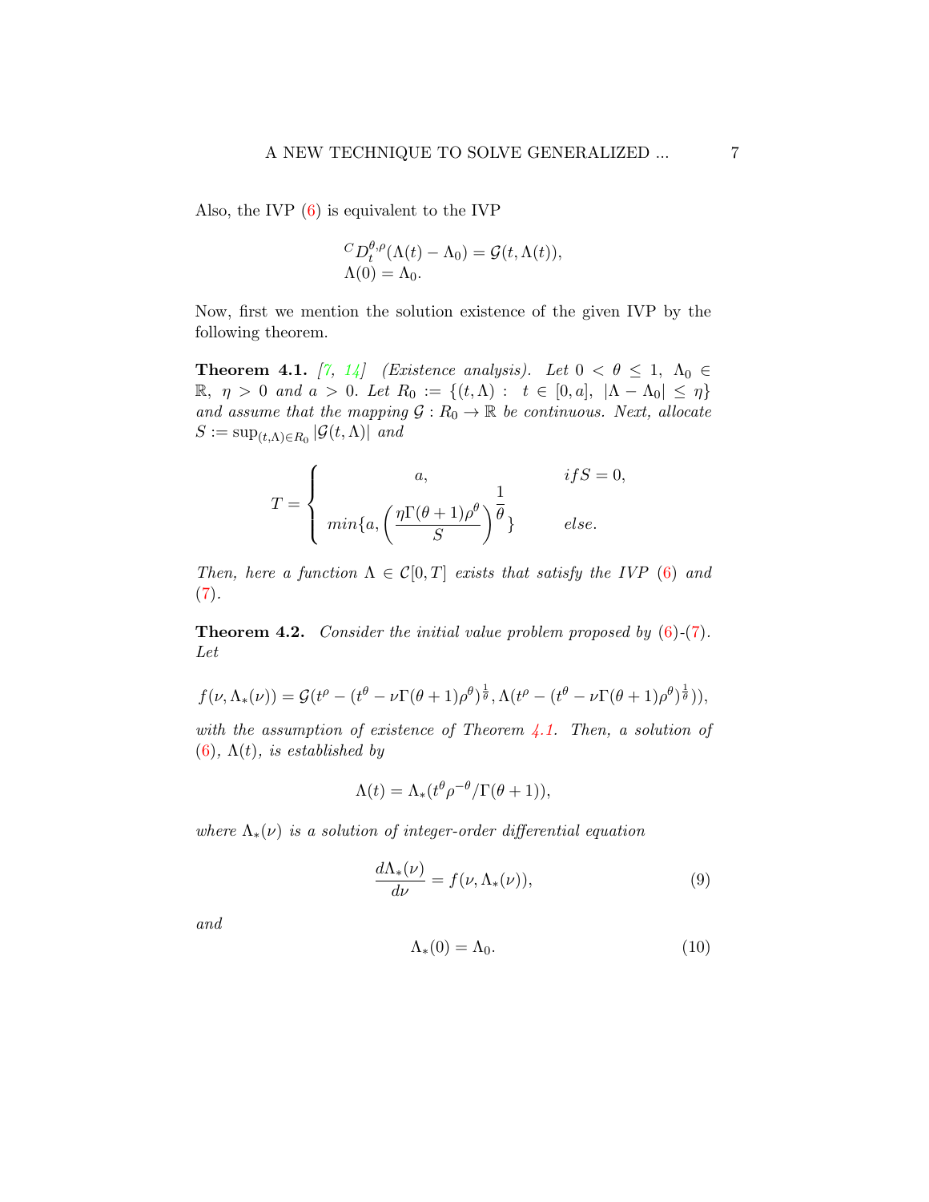Also, the IVP (6) is equivalent to the IVP

$$
\begin{aligned}
&{}^{C}D_t^{\theta,\rho}(\Lambda(t)-\Lambda_0) = \mathcal{G}(t,\Lambda(t)),\\
&\Lambda(0) = \Lambda_0.
\end{aligned}
$$

Now, first we mention the solution existence of the given IVP by the following theorem.

**Theorem 4.1.** [7, 14] *(Existence analysis). Let $0<\theta\leq 1$, $\Lambda_0 \in \mathbb{R}$, $\eta>0$ and $a>0$. Let $R_0 := \{(t,\Lambda):\ t\in[0,a],\ |\Lambda-\Lambda_0|\leq \eta\}$ and assume that the mapping $\mathcal{G}: R_0 \to \mathbb{R}$ be continuous. Next, allocate $S := \sup_{(t,\Lambda)\in R_0} |\mathcal{G}(t,\Lambda)|$ and*

$$
T = \begin{cases} a, & if\, S = 0,\\ min\{a, \left(\dfrac{\eta\Gamma(\theta+1)\rho^{\theta}}{S}\right)^{\dfrac{1}{\theta}}\} & else. \end{cases}
$$

*Then, here a function $\Lambda \in \mathcal{C}[0,T]$ exists that satisfy the IVP (6) and (7).*

**Theorem 4.2.** *Consider the initial value problem proposed by (6)-(7). Let*

$$
f(\nu,\Lambda_*(\nu)) = \mathcal{G}(t^{\rho}-(t^{\theta}-\nu\Gamma(\theta+1)\rho^{\theta})^{\frac{1}{\theta}}, \Lambda(t^{\rho}-(t^{\theta}-\nu\Gamma(\theta+1)\rho^{\theta})^{\frac{1}{\theta}})),
$$

*with the assumption of existence of Theorem 4.1. Then, a solution of (6), $\Lambda(t)$, is established by*

$$
\Lambda(t) = \Lambda_*(t^{\theta}\rho^{-\theta}/\Gamma(\theta+1)),
$$

*where $\Lambda_*(\nu)$ is a solution of integer-order differential equation*

$$
\frac{d\Lambda_*(\nu)}{d\nu} = f(\nu,\Lambda_*(\nu)), \tag{9}
$$

*and*

$$
\Lambda_*(0) = \Lambda_0. \tag{10}
$$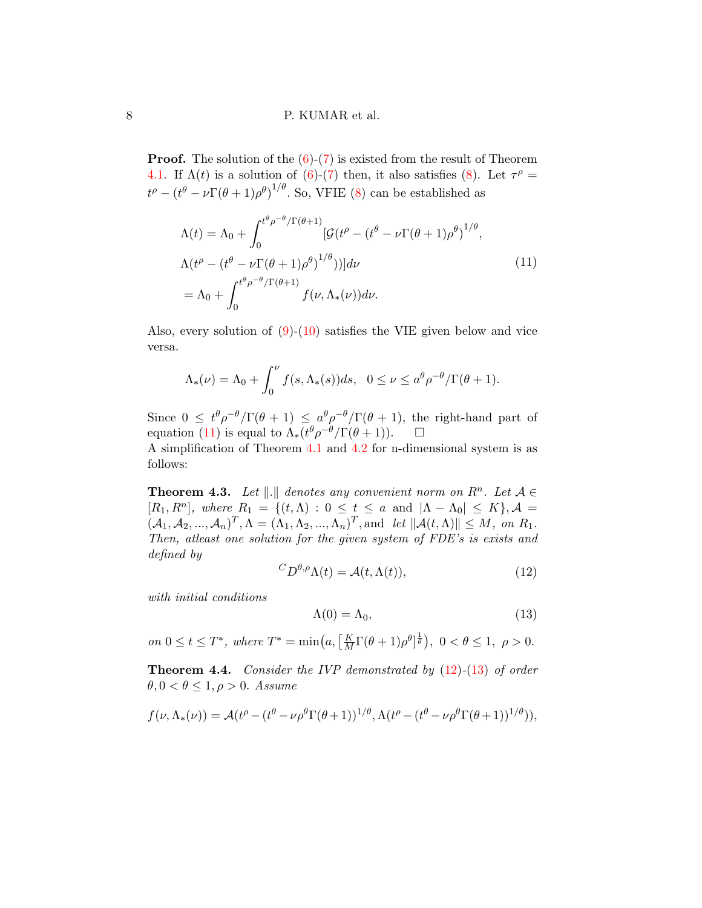**Proof.** The solution of the (6)-(7) is existed from the result of Theorem 4.1. If $\Lambda(t)$ is a solution of (6)-(7) then, it also satisfies (8). Let $\tau^{\rho} = t^{\rho} - \left(t^{\theta} - \nu\Gamma(\theta+1)\rho^{\theta}\right)^{1/\theta}$. So, VFIE (8) can be established as

$$
\begin{aligned}
\Lambda(t) &= \Lambda_0 + \int_0^{t^{\theta}\rho^{-\theta}/\Gamma(\theta+1)} [\mathcal{G}(t^{\rho} - \left(t^{\theta} - \nu\Gamma(\theta+1)\rho^{\theta}\right)^{1/\theta}, \\
&\Lambda(t^{\rho} - \left(t^{\theta} - \nu\Gamma(\theta+1)\rho^{\theta}\right)^{1/\theta}))]d\nu \\
&= \Lambda_0 + \int_0^{t^{\theta}\rho^{-\theta}/\Gamma(\theta+1)} f(\nu, \Lambda_*(\nu))d\nu.
\end{aligned}
\tag{11}
$$

Also, every solution of (9)-(10) satisfies the VIE given below and vice versa.

$$
\Lambda_*(\nu) = \Lambda_0 + \int_0^{\nu} f(s, \Lambda_*(s))ds, \quad 0 \leq \nu \leq a^{\theta}\rho^{-\theta}/\Gamma(\theta+1).
$$

Since $0 \leq t^{\theta}\rho^{-\theta}/\Gamma(\theta+1) \leq a^{\theta}\rho^{-\theta}/\Gamma(\theta+1)$, the right-hand part of equation (11) is equal to $\Lambda_*(t^{\theta}\rho^{-\theta}/\Gamma(\theta+1))$. $\square$

A simplification of Theorem 4.1 and 4.2 for n-dimensional system is as follows:

**Theorem 4.3.** *Let $\|.\|$ denotes any convenient norm on $R^n$. Let $\mathcal{A} \in [R_1, R^n]$, where $R_1 = \{(t, \Lambda) : 0 \leq t \leq a$ and $|\Lambda - \Lambda_0| \leq K\}, \mathcal{A} = (\mathcal{A}_1, \mathcal{A}_2, ..., \mathcal{A}_n)^T, \Lambda = (\Lambda_1, \Lambda_2, ..., \Lambda_n)^T$, and let $\|\mathcal{A}(t, \Lambda)\| \leq M$, on $R_1$. Then, atleast one solution for the given system of FDE's is exists and defined by*

$$
{}^{C}D^{\theta,\rho}\Lambda(t) = \mathcal{A}(t, \Lambda(t)), \tag{12}
$$

*with initial conditions*

$$
\Lambda(0) = \Lambda_0, \tag{13}
$$

*on $0 \leq t \leq T^*$, where $T^* = \min\left(a, \left[\frac{K}{M}\Gamma(\theta+1)\rho^{\theta}\right]^{\frac{1}{\theta}}\right),\ 0 < \theta \leq 1,\ \rho > 0$.*

**Theorem 4.4.** *Consider the IVP demonstrated by (12)-(13) of order $\theta, 0 < \theta \leq 1, \rho > 0$. Assume*

$$
f(\nu, \Lambda_*(\nu)) = \mathcal{A}(t^{\rho} - (t^{\theta} - \nu\rho^{\theta}\Gamma(\theta+1))^{1/\theta}, \Lambda(t^{\rho} - (t^{\theta} - \nu\rho^{\theta}\Gamma(\theta+1))^{1/\theta})),
$$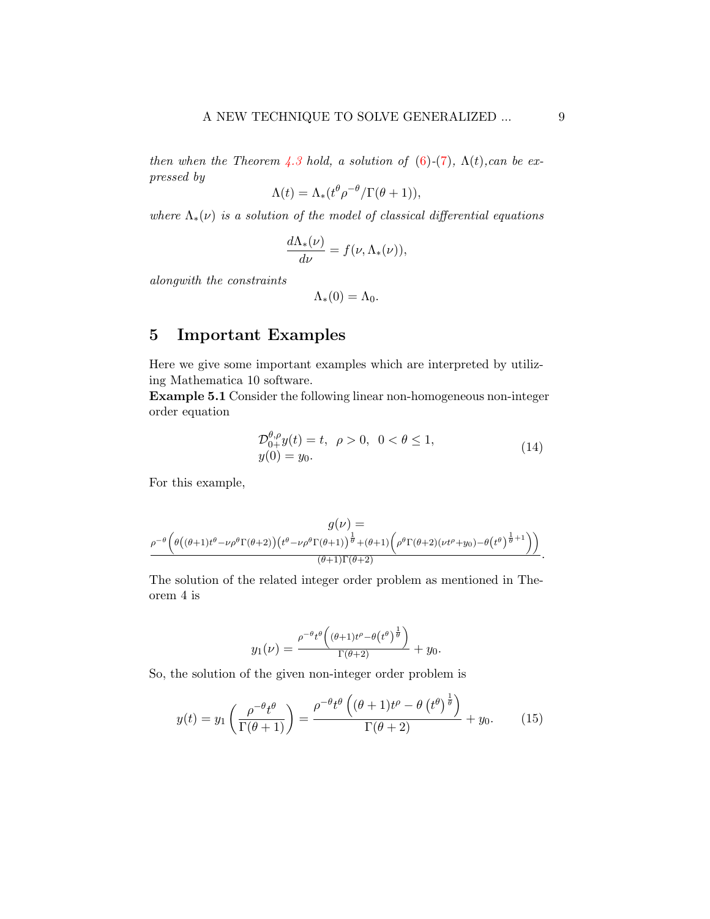*then when the Theorem 4.3 hold, a solution of (6)-(7), $\Lambda(t)$,can be expressed by*

$$\Lambda(t) = \Lambda_*(t^\theta \rho^{-\theta}/\Gamma(\theta+1)),$$

*where $\Lambda_*(\nu)$ is a solution of the model of classical differential equations*

$$\frac{d\Lambda_*(\nu)}{d\nu} = f(\nu, \Lambda_*(\nu)),$$

*alongwith the constraints*

$$\Lambda_*(0) = \Lambda_0.$$

## 5 Important Examples

Here we give some important examples which are interpreted by utilizing Mathematica 10 software.

**Example 5.1** Consider the following linear non-homogeneous non-integer order equation

$$\begin{array}{l} \mathcal{D}_{0+}^{\theta,\rho} y(t) = t, \;\; \rho > 0, \;\; 0 < \theta \leq 1, \\ y(0) = y_0. \end{array} \tag{14}$$

For this example,

$$g(\nu) = \frac{\rho^{-\theta}\left(\theta\left((\theta+1)t^\theta - \nu\rho^\theta\Gamma(\theta+2)\right)\left(t^\theta - \nu\rho^\theta\Gamma(\theta+1)\right)^{\frac{1}{\theta}} + (\theta+1)\left(\rho^\theta\Gamma(\theta+2)(\nu t^\rho + y_0) - \theta\left(t^\theta\right)^{\frac{1}{\theta}+1}\right)\right)}{(\theta+1)\Gamma(\theta+2)}.$$

The solution of the related integer order problem as mentioned in Theorem 4 is

$$y_1(\nu) = \frac{\rho^{-\theta}t^\theta\left((\theta+1)t^\rho - \theta\left(t^\theta\right)^{\frac{1}{\theta}}\right)}{\Gamma(\theta+2)} + y_0.$$

So, the solution of the given non-integer order problem is

$$y(t) = y_1\left(\frac{\rho^{-\theta}t^\theta}{\Gamma(\theta+1)}\right) = \frac{\rho^{-\theta}t^\theta\left((\theta+1)t^\rho - \theta\left(t^\theta\right)^{\frac{1}{\theta}}\right)}{\Gamma(\theta+2)} + y_0. \tag{15}$$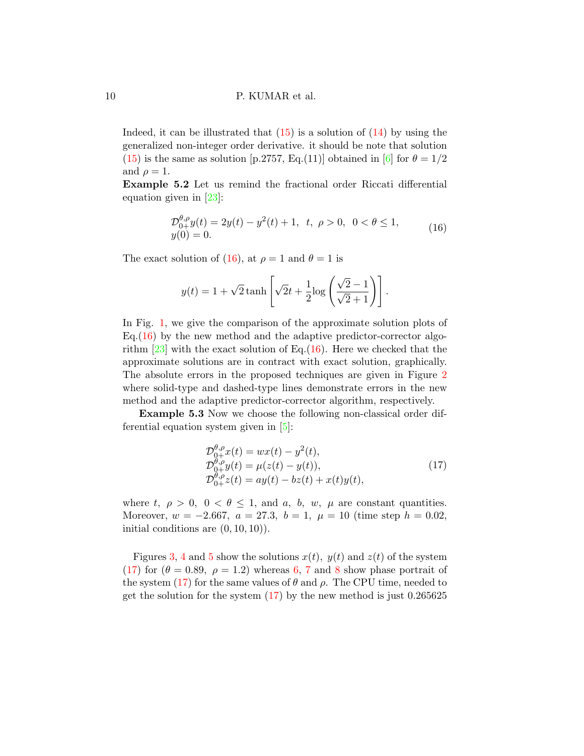Indeed, it can be illustrated that (15) is a solution of (14) by using the generalized non-integer order derivative. it should be note that solution (15) is the same as solution [p.2757, Eq.(11)] obtained in [6] for $\theta = 1/2$ and $\rho = 1$.

**Example 5.2** Let us remind the fractional order Riccati differential equation given in [23]:

$$
\begin{array}{l}
\mathcal{D}^{\theta,\rho}_{0+}y(t) = 2y(t) - y^2(t) + 1, \;\; t, \;\; \rho > 0, \;\; 0 < \theta \le 1, \\
y(0) = 0.
\end{array}
\tag{16}
$$

The exact solution of (16), at $\rho = 1$ and $\theta = 1$ is

$$
y(t) = 1 + \sqrt{2}\tanh\left[\sqrt{2}t + \frac{1}{2}\log\left(\frac{\sqrt{2}-1}{\sqrt{2}+1}\right)\right].
$$

In Fig. 1, we give the comparison of the approximate solution plots of Eq.(16) by the new method and the adaptive predictor-corrector algorithm [23] with the exact solution of Eq.(16). Here we checked that the approximate solutions are in contract with exact solution, graphically. The absolute errors in the proposed techniques are given in Figure 2 where solid-type and dashed-type lines demonstrate errors in the new method and the adaptive predictor-corrector algorithm, respectively.

**Example 5.3** Now we choose the following non-classical order differential equation system given in [5]:

$$
\begin{array}{l}
\mathcal{D}^{\theta,\rho}_{0+}x(t) = wx(t) - y^2(t), \\
\mathcal{D}^{\theta,\rho}_{0+}y(t) = \mu(z(t) - y(t)), \\
\mathcal{D}^{\theta,\rho}_{0+}z(t) = ay(t) - bz(t) + x(t)y(t),
\end{array}
\tag{17}
$$

where $t, \;\rho > 0, \;0 < \theta \le 1$, and $a, \;b, \;w, \;\mu$ are constant quantities. Moreover, $w = -2.667, \;a = 27.3, \;b = 1, \;\mu = 10$ (time step $h = 0.02$, initial conditions are $(0, 10, 10)$).

Figures 3, 4 and 5 show the solutions $x(t), \;y(t)$ and $z(t)$ of the system (17) for $(\theta = 0.89, \;\rho = 1.2)$ whereas 6, 7 and 8 show phase portrait of the system (17) for the same values of $\theta$ and $\rho$. The CPU time, needed to get the solution for the system (17) by the new method is just 0.265625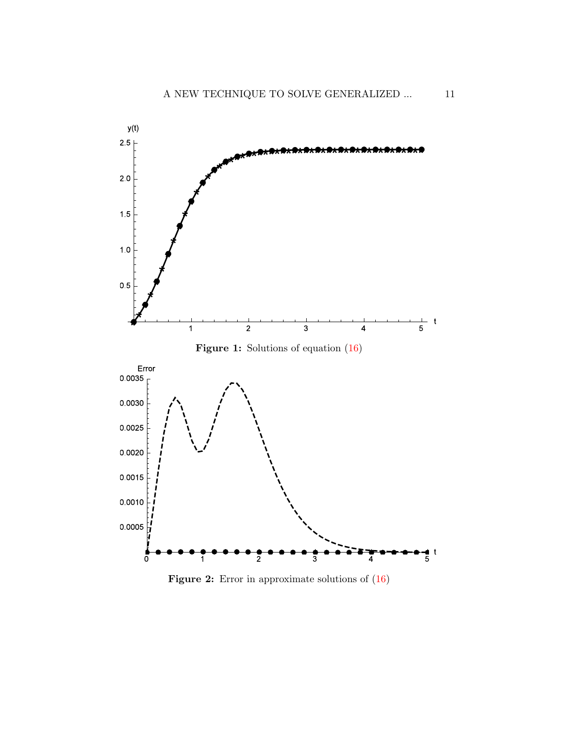**Figure 1:** Solutions of equation (16)

**Figure 2:** Error in approximate solutions of (16)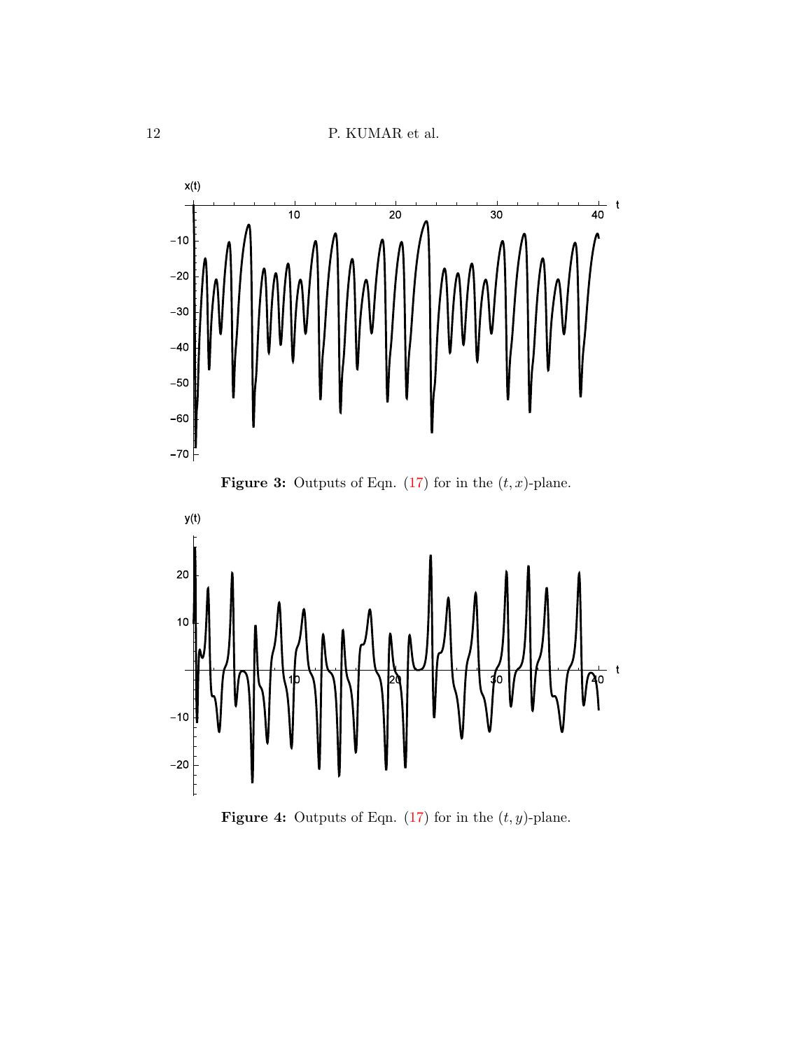**Figure 3:** Outputs of Eqn. (17) for in the $(t, x)$-plane.

**Figure 4:** Outputs of Eqn. (17) for in the $(t, y)$-plane.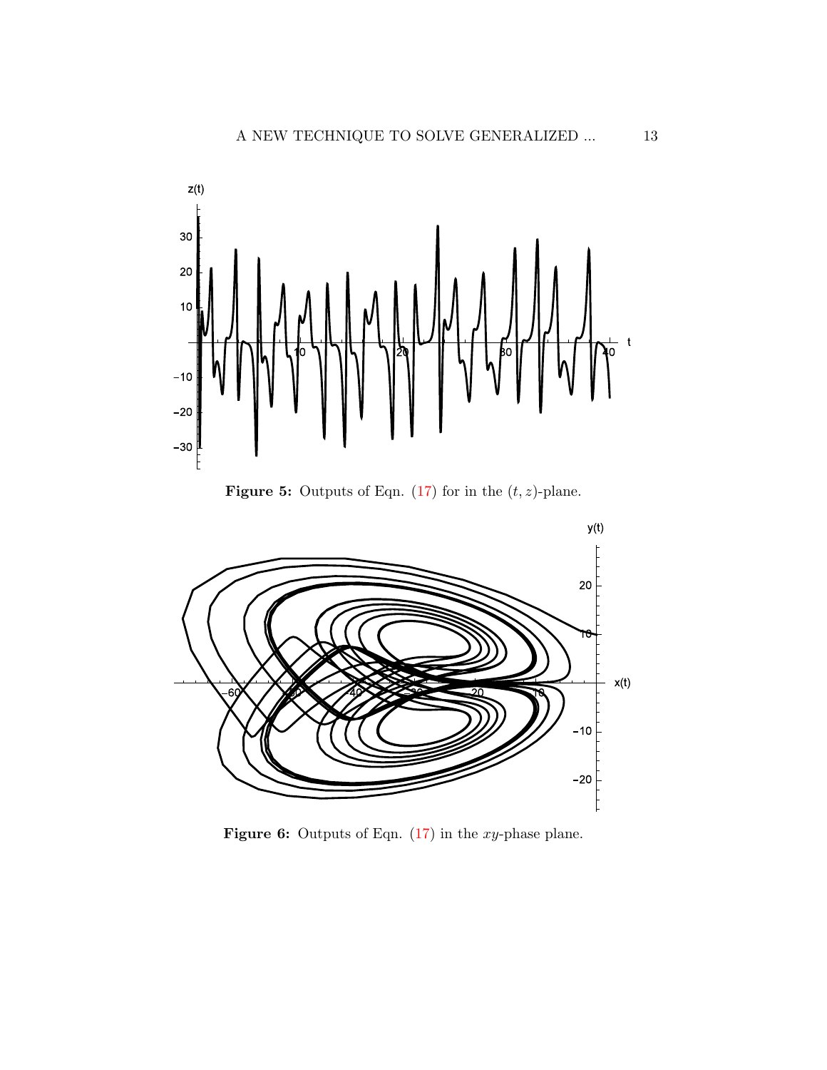**Figure 5:** Outputs of Eqn. (17) for in the $(t, z)$-plane.

**Figure 6:** Outputs of Eqn. (17) in the $xy$-phase plane.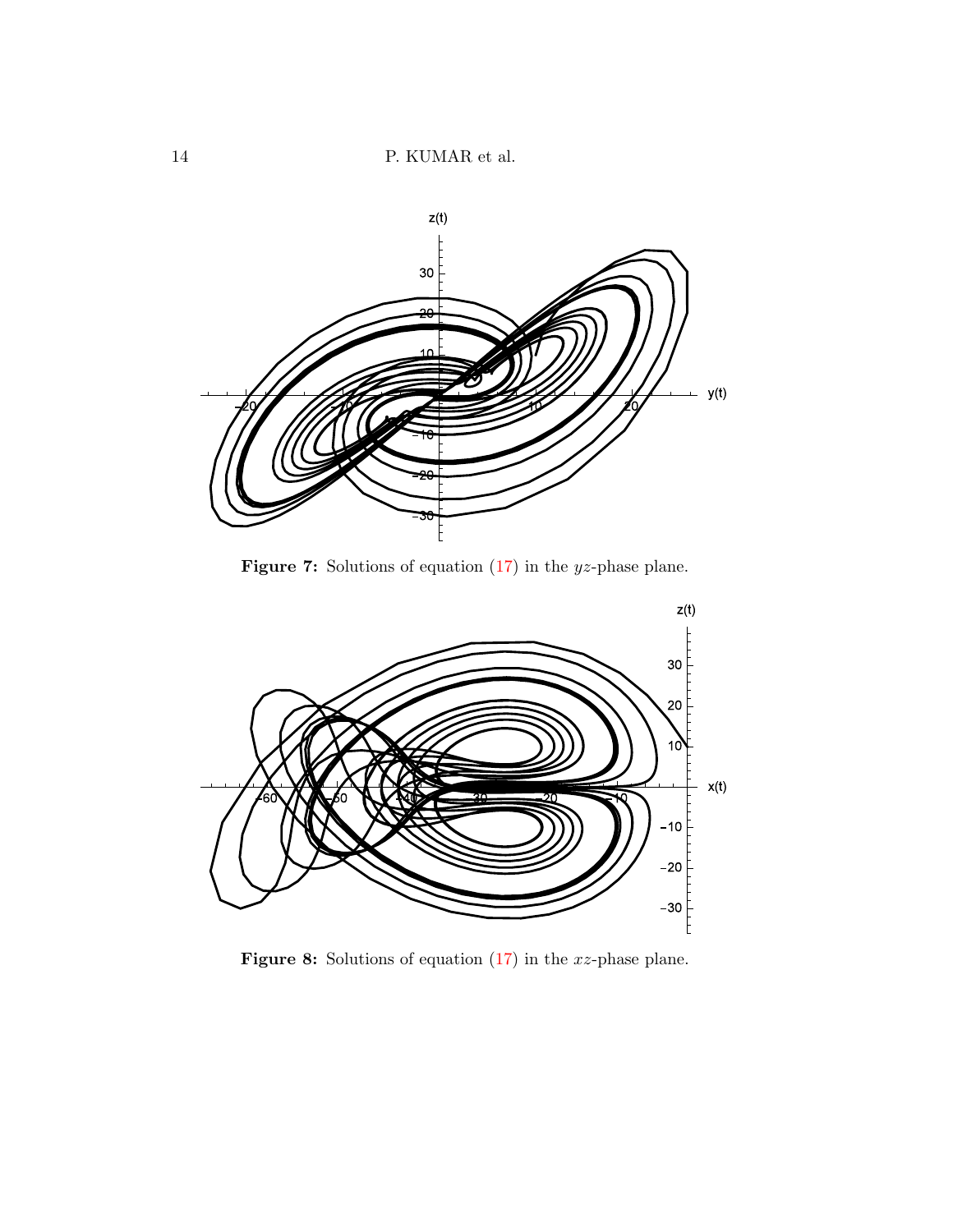**Figure 7:** Solutions of equation (17) in the $yz$-phase plane.

**Figure 8:** Solutions of equation (17) in the $xz$-phase plane.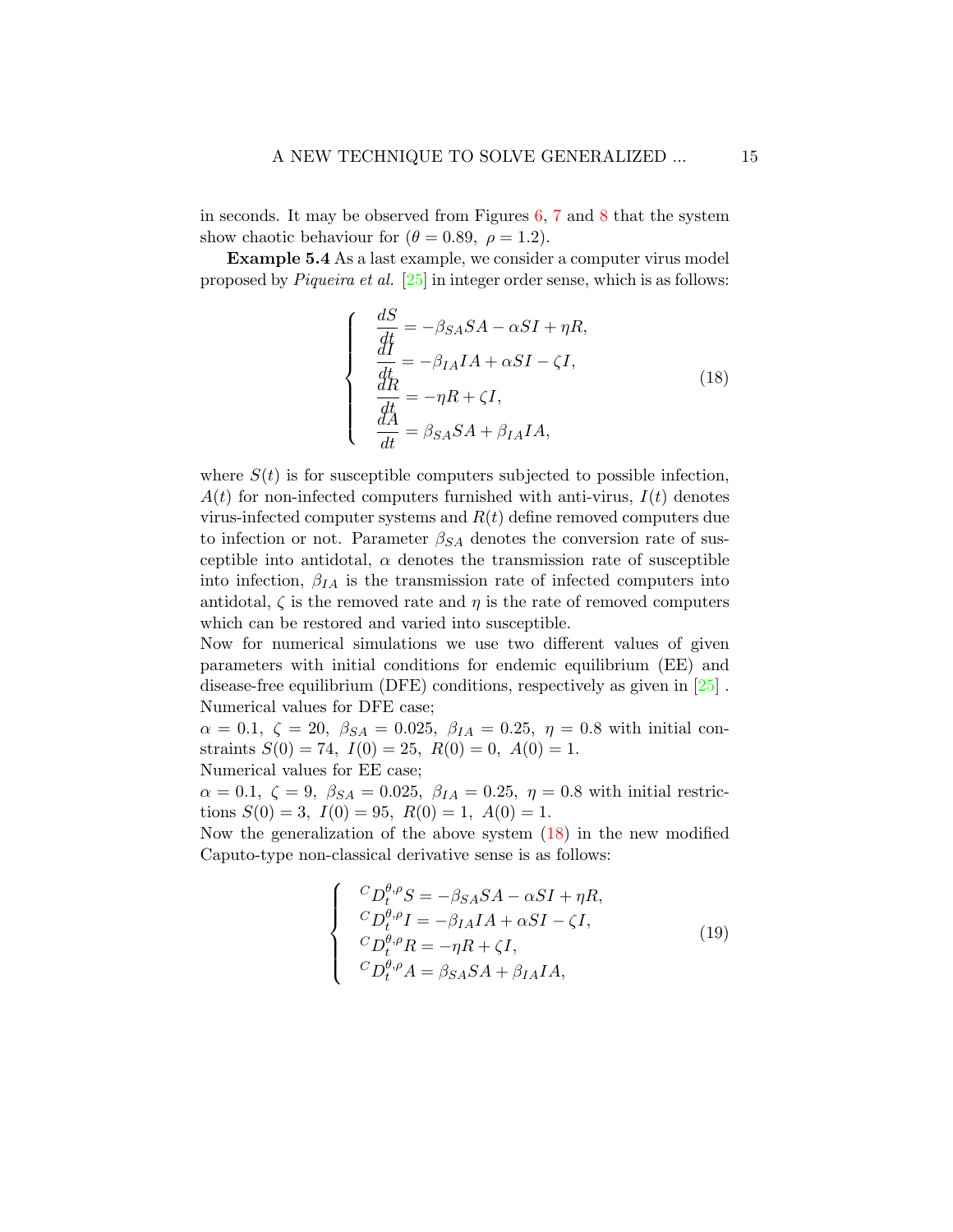in seconds. It may be observed from Figures 6, 7 and 8 that the system show chaotic behaviour for ($\theta = 0.89,\ \rho = 1.2$).

**Example 5.4** As a last example, we consider a computer virus model proposed by *Piqueira et al.* [25] in integer order sense, which is as follows:

$$
\begin{cases}
\dfrac{dS}{dt} = -\beta_{SA} SA - \alpha SI + \eta R, \\
\dfrac{dI}{dt} = -\beta_{IA} IA + \alpha SI - \zeta I, \\
\dfrac{dR}{dt} = -\eta R + \zeta I, \\
\dfrac{dA}{dt} = \beta_{SA} SA + \beta_{IA} IA,
\end{cases}
\tag{18}
$$

where $S(t)$ is for susceptible computers subjected to possible infection, $A(t)$ for non-infected computers furnished with anti-virus, $I(t)$ denotes virus-infected computer systems and $R(t)$ define removed computers due to infection or not. Parameter $\beta_{SA}$ denotes the conversion rate of susceptible into antidotal, $\alpha$ denotes the transmission rate of susceptible into infection, $\beta_{IA}$ is the transmission rate of infected computers into antidotal, $\zeta$ is the removed rate and $\eta$ is the rate of removed computers which can be restored and varied into susceptible.

Now for numerical simulations we use two different values of given parameters with initial conditions for endemic equilibrium (EE) and disease-free equilibrium (DFE) conditions, respectively as given in [25].

Numerical values for DFE case;

$\alpha = 0.1,\ \zeta = 20,\ \beta_{SA} = 0.025,\ \beta_{IA} = 0.25,\ \eta = 0.8$ with initial constraints $S(0) = 74,\ I(0) = 25,\ R(0) = 0,\ A(0) = 1$.

Numerical values for EE case;

$\alpha = 0.1,\ \zeta = 9,\ \beta_{SA} = 0.025,\ \beta_{IA} = 0.25,\ \eta = 0.8$ with initial restrictions $S(0) = 3,\ I(0) = 95,\ R(0) = 1,\ A(0) = 1$.

Now the generalization of the above system (18) in the new modified Caputo-type non-classical derivative sense is as follows:

$$
\begin{cases}
{}^{C}D_t^{\theta,\rho} S = -\beta_{SA} SA - \alpha SI + \eta R, \\
{}^{C}D_t^{\theta,\rho} I = -\beta_{IA} IA + \alpha SI - \zeta I, \\
{}^{C}D_t^{\theta,\rho} R = -\eta R + \zeta I, \\
{}^{C}D_t^{\theta,\rho} A = \beta_{SA} SA + \beta_{IA} IA,
\end{cases}
\tag{19}
$$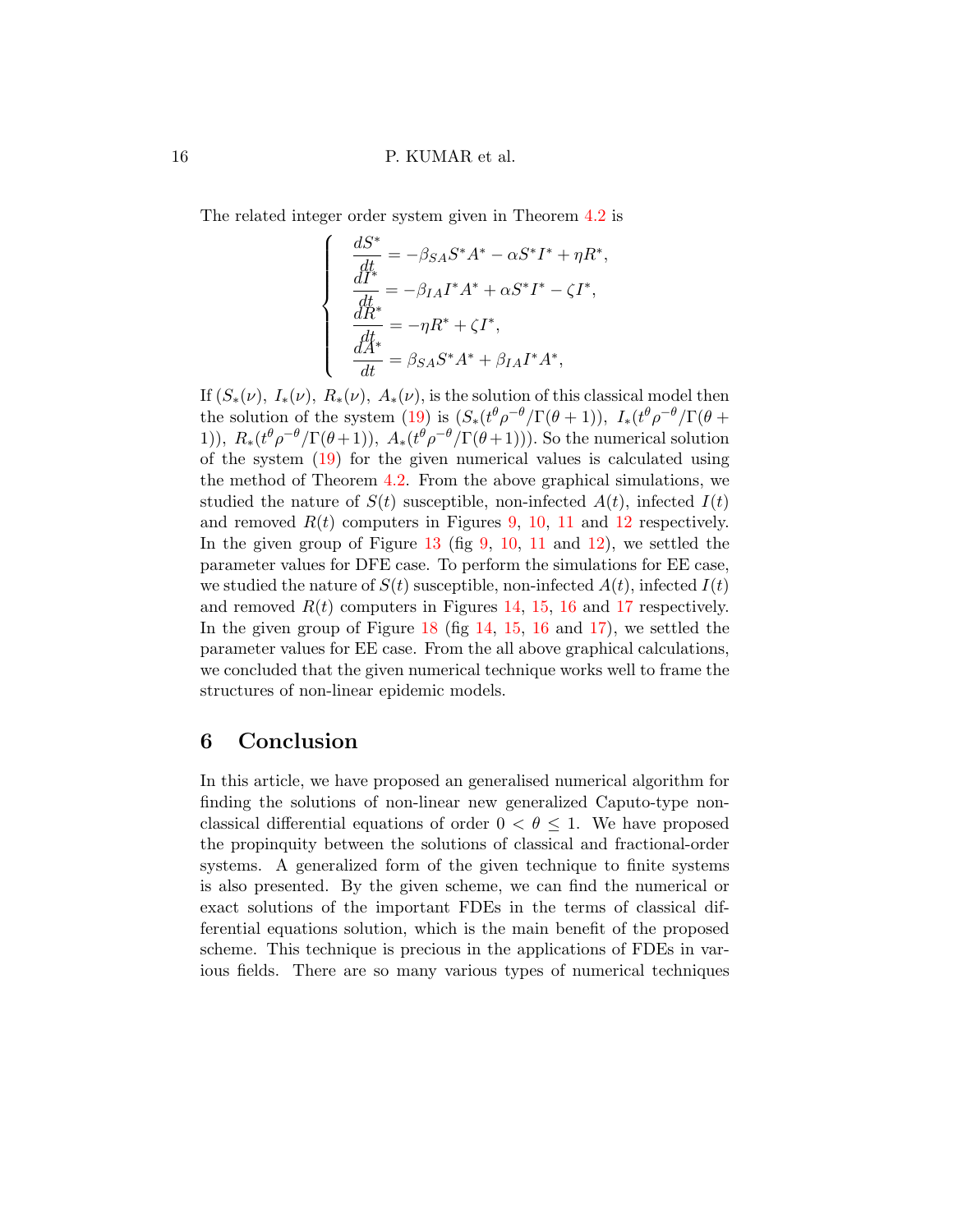The related integer order system given in Theorem 4.2 is

$$
\begin{cases}
\dfrac{dS^*}{dt} = -\beta_{SA} S^* A^* - \alpha S^* I^* + \eta R^*, \\
\dfrac{dI^*}{dt} = -\beta_{IA} I^* A^* + \alpha S^* I^* - \zeta I^*, \\
\dfrac{dR^*}{dt} = -\eta R^* + \zeta I^*, \\
\dfrac{dA^*}{dt} = \beta_{SA} S^* A^* + \beta_{IA} I^* A^*,
\end{cases}
$$

If $(S_*(\nu),\ I_*(\nu),\ R_*(\nu),\ A_*(\nu)$, is the solution of this classical model then the solution of the system (19) is $(S_*(t^\theta \rho^{-\theta}/\Gamma(\theta+1)),\ I_*(t^\theta \rho^{-\theta}/\Gamma(\theta+1)),\ R_*(t^\theta \rho^{-\theta}/\Gamma(\theta+1)),\ A_*(t^\theta \rho^{-\theta}/\Gamma(\theta+1)))$. So the numerical solution of the system (19) for the given numerical values is calculated using the method of Theorem 4.2. From the above graphical simulations, we studied the nature of $S(t)$ susceptible, non-infected $A(t)$, infected $I(t)$ and removed $R(t)$ computers in Figures 9, 10, 11 and 12 respectively. In the given group of Figure 13 (fig 9, 10, 11 and 12), we settled the parameter values for DFE case. To perform the simulations for EE case, we studied the nature of $S(t)$ susceptible, non-infected $A(t)$, infected $I(t)$ and removed $R(t)$ computers in Figures 14, 15, 16 and 17 respectively. In the given group of Figure 18 (fig 14, 15, 16 and 17), we settled the parameter values for EE case. From the all above graphical calculations, we concluded that the given numerical technique works well to frame the structures of non-linear epidemic models.

## 6 Conclusion

In this article, we have proposed an generalised numerical algorithm for finding the solutions of non-linear new generalized Caputo-type non-classical differential equations of order $0 < \theta \leq 1$. We have proposed the propinquity between the solutions of classical and fractional-order systems. A generalized form of the given technique to finite systems is also presented. By the given scheme, we can find the numerical or exact solutions of the important FDEs in the terms of classical differential equations solution, which is the main benefit of the proposed scheme. This technique is precious in the applications of FDEs in various fields. There are so many various types of numerical techniques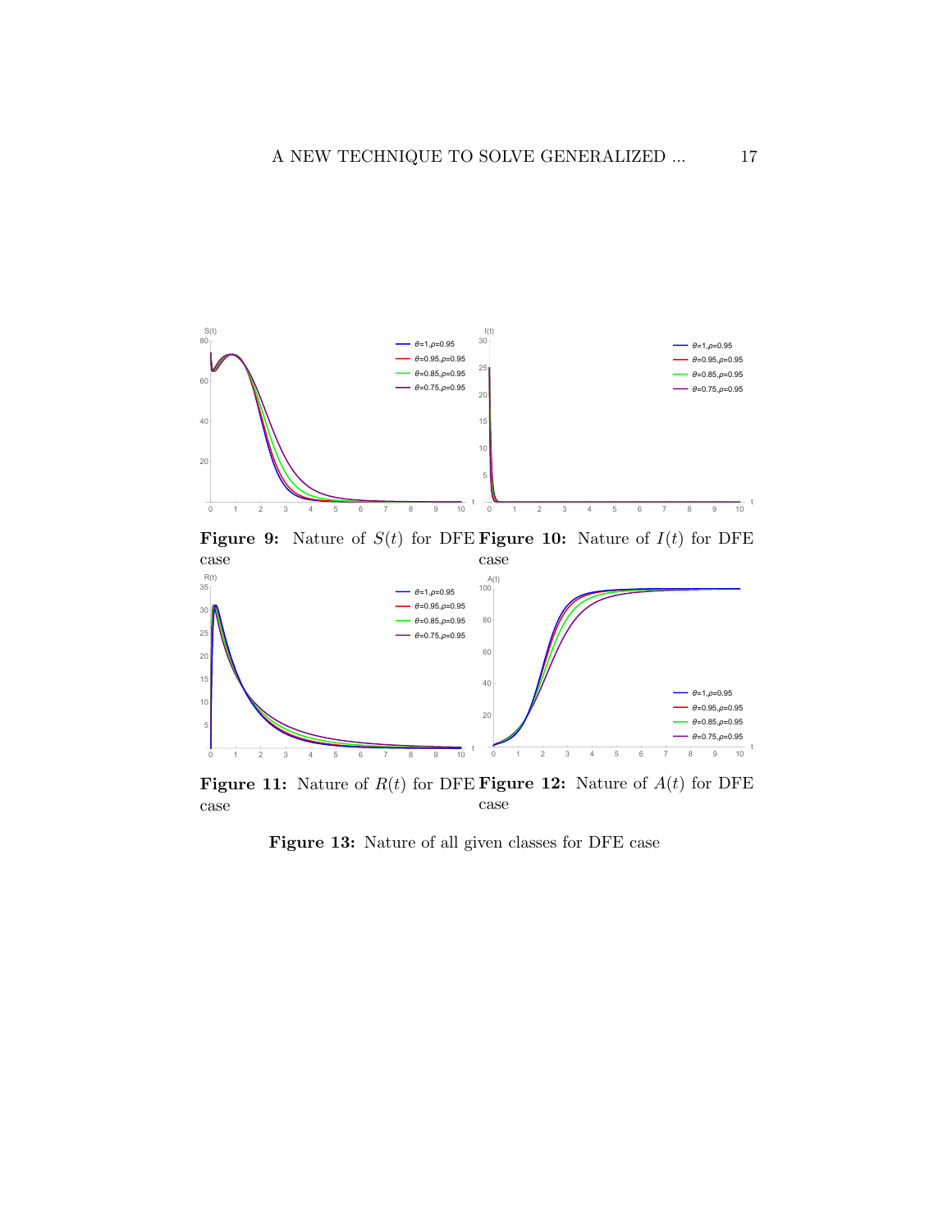**Figure 9:** Nature of $S(t)$ for DFE case

**Figure 10:** Nature of $I(t)$ for DFE case

**Figure 11:** Nature of $R(t)$ for DFE case

**Figure 12:** Nature of $A(t)$ for DFE case

**Figure 13:** Nature of all given classes for DFE case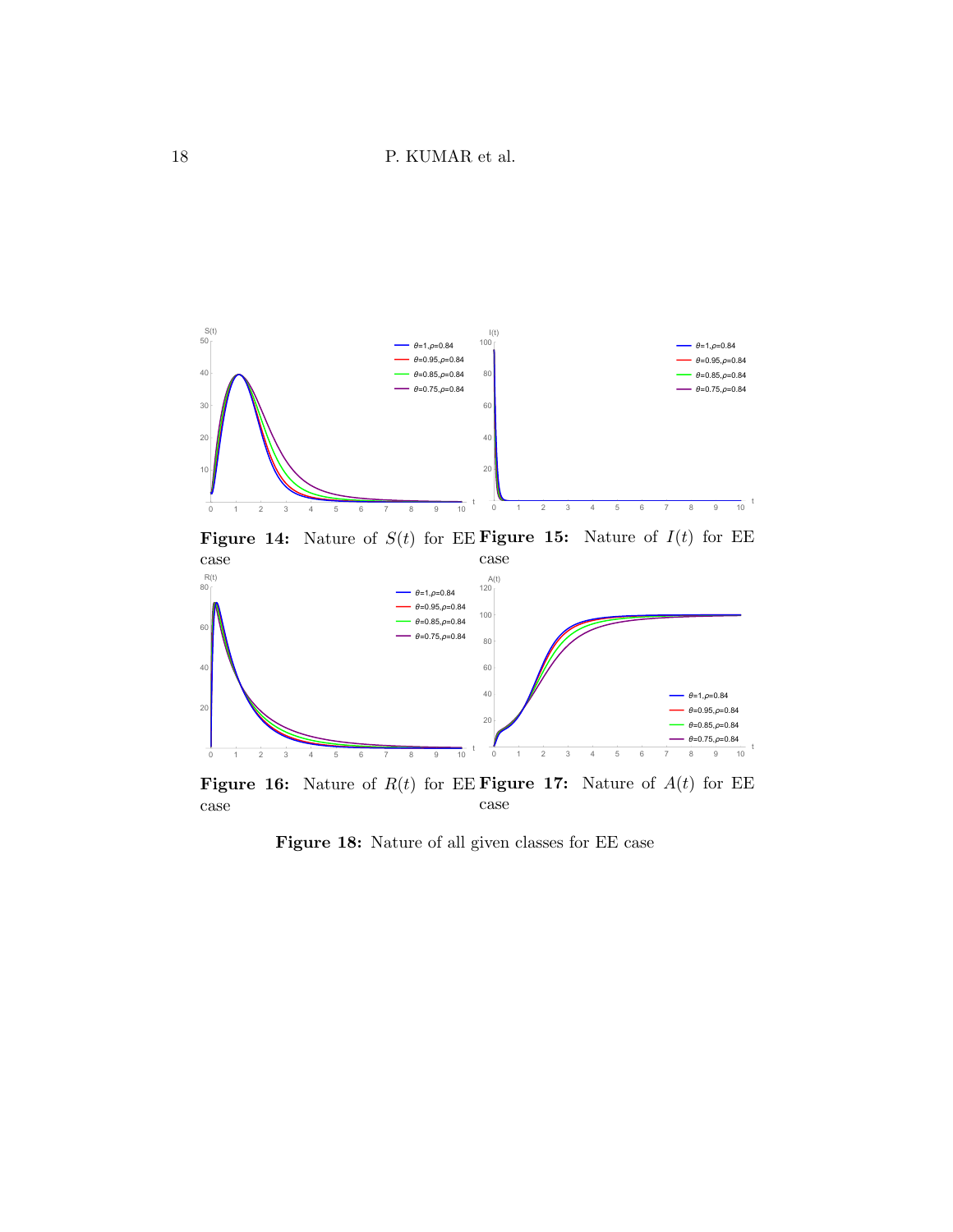**Figure 14:** Nature of $S(t)$ for EE case

**Figure 15:** Nature of $I(t)$ for EE case

**Figure 16:** Nature of $R(t)$ for EE case

**Figure 17:** Nature of $A(t)$ for EE case

**Figure 18:** Nature of all given classes for EE case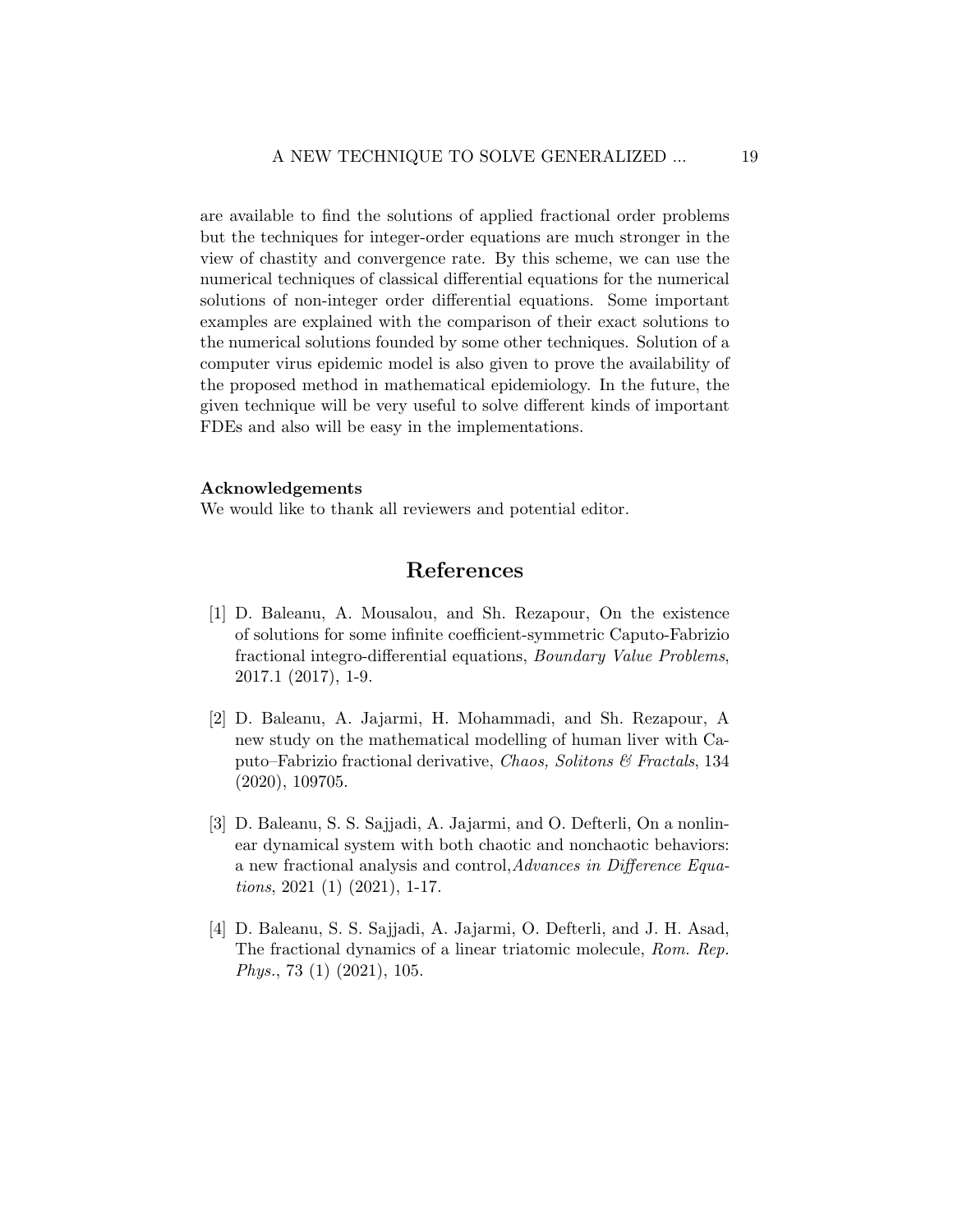are available to find the solutions of applied fractional order problems but the techniques for integer-order equations are much stronger in the view of chastity and convergence rate. By this scheme, we can use the numerical techniques of classical differential equations for the numerical solutions of non-integer order differential equations. Some important examples are explained with the comparison of their exact solutions to the numerical solutions founded by some other techniques. Solution of a computer virus epidemic model is also given to prove the availability of the proposed method in mathematical epidemiology. In the future, the given technique will be very useful to solve different kinds of important FDEs and also will be easy in the implementations.

**Acknowledgements**
We would like to thank all reviewers and potential editor.

# References

[1] D. Baleanu, A. Mousalou, and Sh. Rezapour, On the existence of solutions for some infinite coefficient-symmetric Caputo-Fabrizio fractional integro-differential equations, *Boundary Value Problems*, 2017.1 (2017), 1-9.

[2] D. Baleanu, A. Jajarmi, H. Mohammadi, and Sh. Rezapour, A new study on the mathematical modelling of human liver with Caputo–Fabrizio fractional derivative, *Chaos, Solitons & Fractals*, 134 (2020), 109705.

[3] D. Baleanu, S. S. Sajjadi, A. Jajarmi, and O. Defterli, On a nonlinear dynamical system with both chaotic and nonchaotic behaviors: a new fractional analysis and control,*Advances in Difference Equations*, 2021 (1) (2021), 1-17.

[4] D. Baleanu, S. S. Sajjadi, A. Jajarmi, O. Defterli, and J. H. Asad, The fractional dynamics of a linear triatomic molecule, *Rom. Rep. Phys.*, 73 (1) (2021), 105.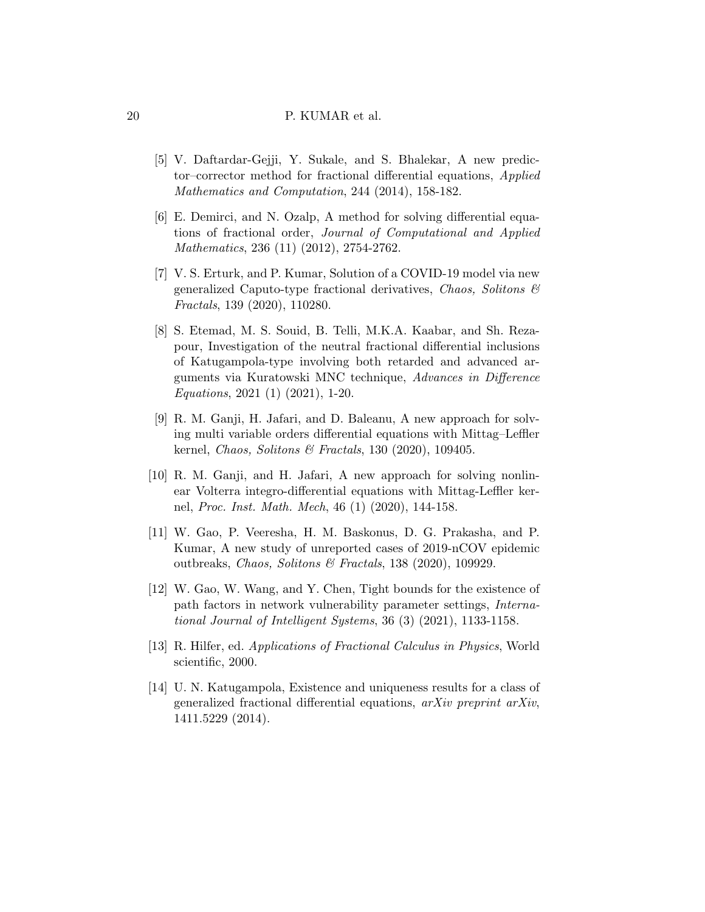[5] V. Daftardar-Gejji, Y. Sukale, and S. Bhalekar, A new predictor–corrector method for fractional differential equations, *Applied Mathematics and Computation*, 244 (2014), 158-182.

[6] E. Demirci, and N. Ozalp, A method for solving differential equations of fractional order, *Journal of Computational and Applied Mathematics*, 236 (11) (2012), 2754-2762.

[7] V. S. Erturk, and P. Kumar, Solution of a COVID-19 model via new generalized Caputo-type fractional derivatives, *Chaos, Solitons & Fractals*, 139 (2020), 110280.

[8] S. Etemad, M. S. Souid, B. Telli, M.K.A. Kaabar, and Sh. Rezapour, Investigation of the neutral fractional differential inclusions of Katugampola-type involving both retarded and advanced arguments via Kuratowski MNC technique, *Advances in Difference Equations*, 2021 (1) (2021), 1-20.

[9] R. M. Ganji, H. Jafari, and D. Baleanu, A new approach for solving multi variable orders differential equations with Mittag–Leffler kernel, *Chaos, Solitons & Fractals*, 130 (2020), 109405.

[10] R. M. Ganji, and H. Jafari, A new approach for solving nonlinear Volterra integro-differential equations with Mittag-Leffler kernel, *Proc. Inst. Math. Mech*, 46 (1) (2020), 144-158.

[11] W. Gao, P. Veeresha, H. M. Baskonus, D. G. Prakasha, and P. Kumar, A new study of unreported cases of 2019-nCOV epidemic outbreaks, *Chaos, Solitons & Fractals*, 138 (2020), 109929.

[12] W. Gao, W. Wang, and Y. Chen, Tight bounds for the existence of path factors in network vulnerability parameter settings, *International Journal of Intelligent Systems*, 36 (3) (2021), 1133-1158.

[13] R. Hilfer, ed. *Applications of Fractional Calculus in Physics*, World scientific, 2000.

[14] U. N. Katugampola, Existence and uniqueness results for a class of generalized fractional differential equations, *arXiv preprint arXiv*, 1411.5229 (2014).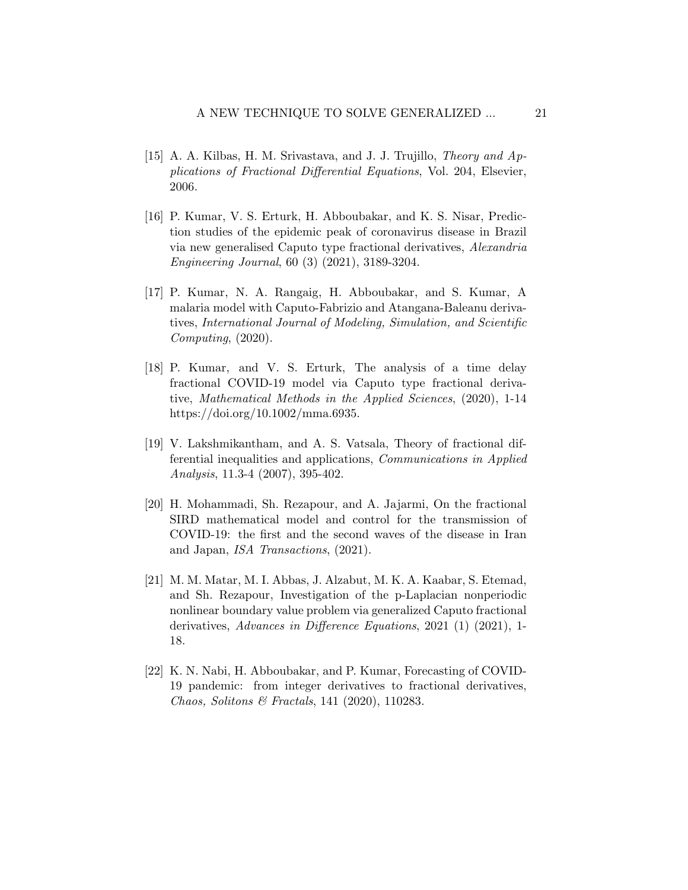[15] A. A. Kilbas, H. M. Srivastava, and J. J. Trujillo, *Theory and Applications of Fractional Differential Equations*, Vol. 204, Elsevier, 2006.

[16] P. Kumar, V. S. Erturk, H. Abboubakar, and K. S. Nisar, Prediction studies of the epidemic peak of coronavirus disease in Brazil via new generalised Caputo type fractional derivatives, *Alexandria Engineering Journal*, 60 (3) (2021), 3189-3204.

[17] P. Kumar, N. A. Rangaig, H. Abboubakar, and S. Kumar, A malaria model with Caputo-Fabrizio and Atangana-Baleanu derivatives, *International Journal of Modeling, Simulation, and Scientific Computing*, (2020).

[18] P. Kumar, and V. S. Erturk, The analysis of a time delay fractional COVID-19 model via Caputo type fractional derivative, *Mathematical Methods in the Applied Sciences*, (2020), 1-14 https://doi.org/10.1002/mma.6935.

[19] V. Lakshmikantham, and A. S. Vatsala, Theory of fractional differential inequalities and applications, *Communications in Applied Analysis*, 11.3-4 (2007), 395-402.

[20] H. Mohammadi, Sh. Rezapour, and A. Jajarmi, On the fractional SIRD mathematical model and control for the transmission of COVID-19: the first and the second waves of the disease in Iran and Japan, *ISA Transactions*, (2021).

[21] M. M. Matar, M. I. Abbas, J. Alzabut, M. K. A. Kaabar, S. Etemad, and Sh. Rezapour, Investigation of the p-Laplacian nonperiodic nonlinear boundary value problem via generalized Caputo fractional derivatives, *Advances in Difference Equations*, 2021 (1) (2021), 1-18.

[22] K. N. Nabi, H. Abboubakar, and P. Kumar, Forecasting of COVID-19 pandemic: from integer derivatives to fractional derivatives, *Chaos, Solitons & Fractals*, 141 (2020), 110283.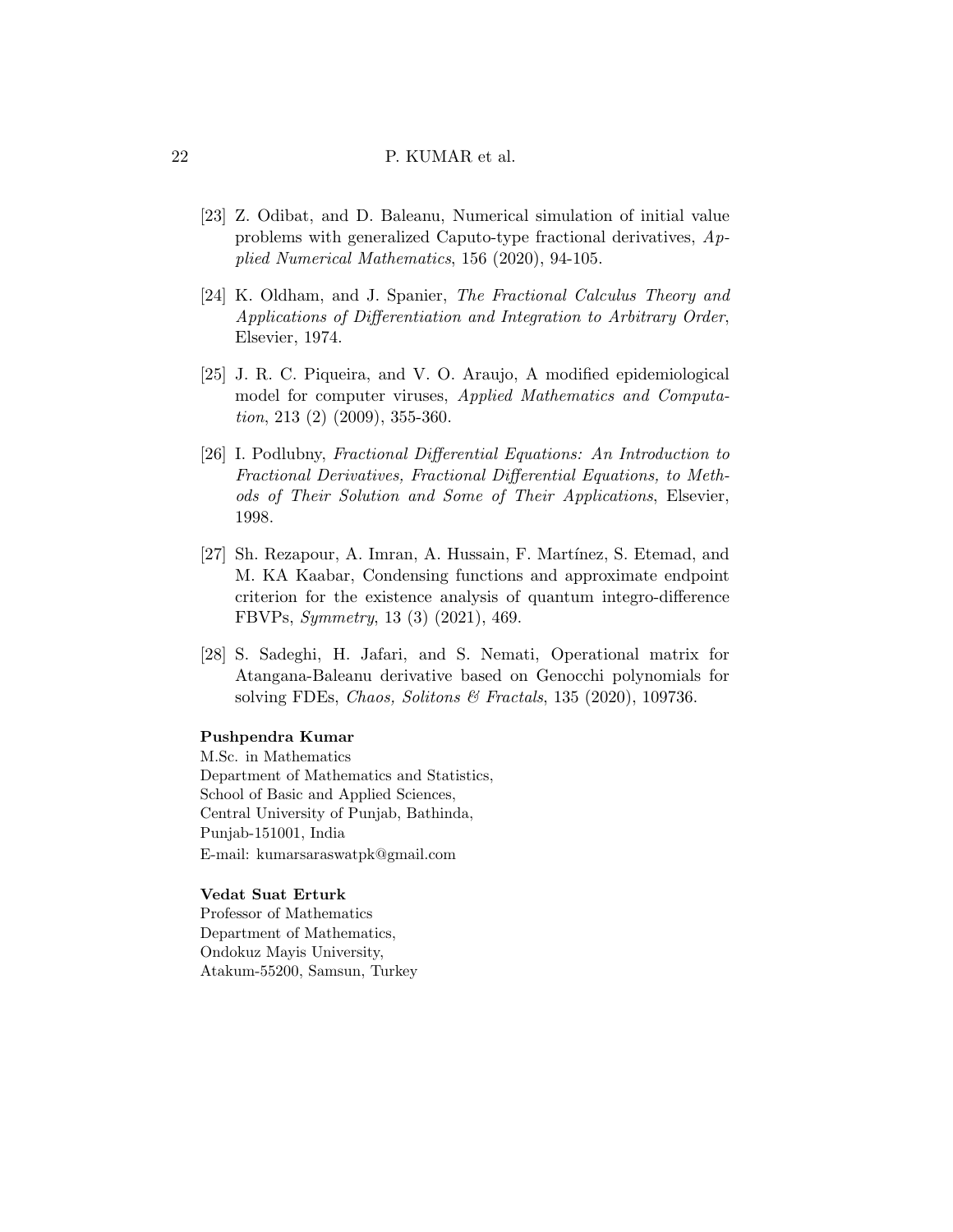[23] Z. Odibat, and D. Baleanu, Numerical simulation of initial value problems with generalized Caputo-type fractional derivatives, *Applied Numerical Mathematics*, 156 (2020), 94-105.

[24] K. Oldham, and J. Spanier, *The Fractional Calculus Theory and Applications of Differentiation and Integration to Arbitrary Order*, Elsevier, 1974.

[25] J. R. C. Piqueira, and V. O. Araujo, A modified epidemiological model for computer viruses, *Applied Mathematics and Computation*, 213 (2) (2009), 355-360.

[26] I. Podlubny, *Fractional Differential Equations: An Introduction to Fractional Derivatives, Fractional Differential Equations, to Methods of Their Solution and Some of Their Applications*, Elsevier, 1998.

[27] Sh. Rezapour, A. Imran, A. Hussain, F. Martínez, S. Etemad, and M. KA Kaabar, Condensing functions and approximate endpoint criterion for the existence analysis of quantum integro-difference FBVPs, *Symmetry*, 13 (3) (2021), 469.

[28] S. Sadeghi, H. Jafari, and S. Nemati, Operational matrix for Atangana-Baleanu derivative based on Genocchi polynomials for solving FDEs, *Chaos, Solitons & Fractals*, 135 (2020), 109736.

**Pushpendra Kumar**
M.Sc. in Mathematics
Department of Mathematics and Statistics,
School of Basic and Applied Sciences,
Central University of Punjab, Bathinda,
Punjab-151001, India
E-mail: kumarsaraswatpk@gmail.com

**Vedat Suat Erturk**
Professor of Mathematics
Department of Mathematics,
Ondokuz Mayis University,
Atakum-55200, Samsun, Turkey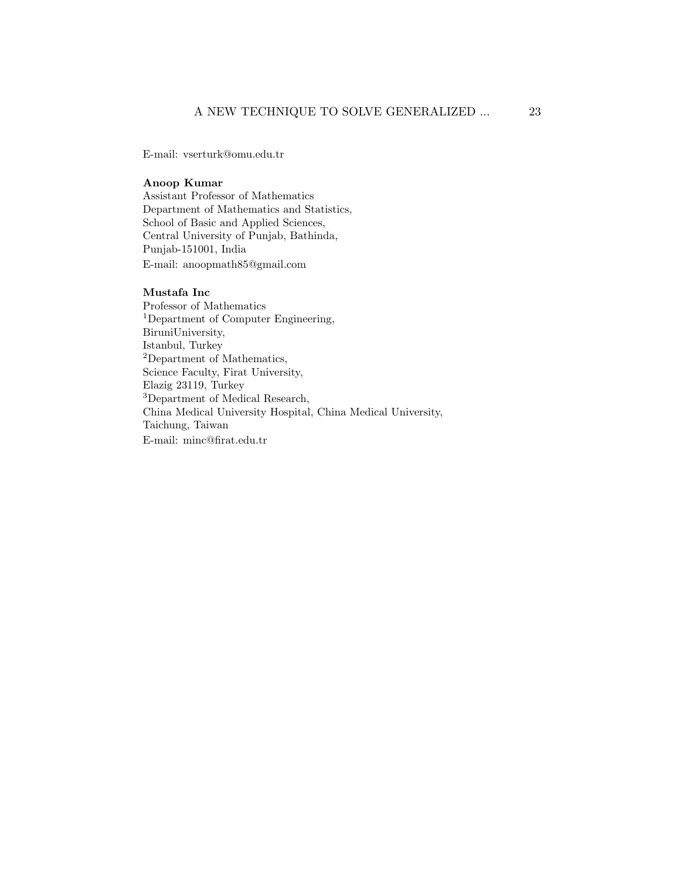E-mail: vserturk@omu.edu.tr

**Anoop Kumar**
Assistant Professor of Mathematics
Department of Mathematics and Statistics,
School of Basic and Applied Sciences,
Central University of Punjab, Bathinda,
Punjab-151001, India
E-mail: anoopmath85@gmail.com

**Mustafa Inc**
Professor of Mathematics
[1]Department of Computer Engineering,
BiruniUniversity,
Istanbul, Turkey
[2]Department of Mathematics,
Science Faculty, Firat University,
Elazig 23119, Turkey
[3]Department of Medical Research,
China Medical University Hospital, China Medical University,
Taichung, Taiwan
E-mail: minc@firat.edu.tr